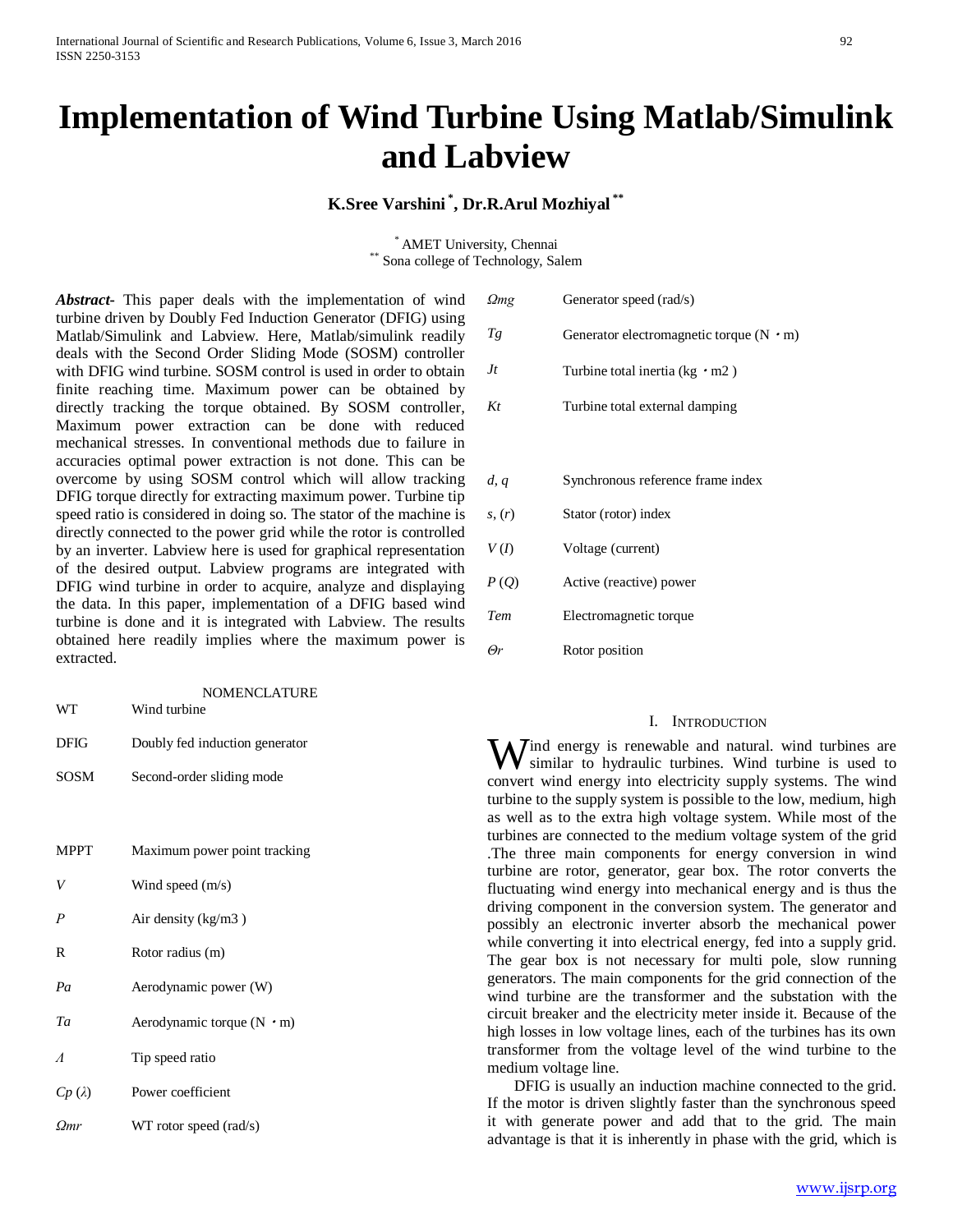# Implementation of Wind Turbine Using Matlab/Simulink and Labview

**K.Sree Varshini [*], Dr.R.Arul Mozhiyal [**]**

[*] AMET University, Chennai
[**] Sona college of Technology, Salem

***Abstract-*** This paper deals with the implementation of wind turbine driven by Doubly Fed Induction Generator (DFIG) using Matlab/Simulink and Labview. Here, Matlab/simulink readily deals with the Second Order Sliding Mode (SOSM) controller with DFIG wind turbine. SOSM control is used in order to obtain finite reaching time. Maximum power can be obtained by directly tracking the torque obtained. By SOSM controller, Maximum power extraction can be done with reduced mechanical stresses. In conventional methods due to failure in accuracies optimal power extraction is not done. This can be overcome by using SOSM control which will allow tracking DFIG torque directly for extracting maximum power. Turbine tip speed ratio is considered in doing so. The stator of the machine is directly connected to the power grid while the rotor is controlled by an inverter. Labview here is used for graphical representation of the desired output. Labview programs are integrated with DFIG wind turbine in order to acquire, analyze and displaying the data. In this paper, implementation of a DFIG based wind turbine is done and it is integrated with Labview. The results obtained here readily implies where the maximum power is extracted.

NOMENCLATURE

| | |
|---|---|
| WT | Wind turbine |
| DFIG | Doubly fed induction generator |
| SOSM | Second-order sliding mode |
| MPPT | Maximum power point tracking |
| *V* | Wind speed (m/s) |
| *P* | Air density (kg/m3 ) |
| R | Rotor radius (m) |
| *Pa* | Aerodynamic power (W) |
| *Ta* | Aerodynamic torque (N・m) |
| *Λ* | Tip speed ratio |
| *Cp* (*λ*) | Power coefficient |
| *Ωmr* | WT rotor speed (rad/s) |
| *Ωmg* | Generator speed (rad/s) |
| *Tg* | Generator electromagnetic torque (N・m) |
| *Jt* | Turbine total inertia (kg・m2 ) |
| *Kt* | Turbine total external damping |
| *d*, *q* | Synchronous reference frame index |
| *s*, (*r*) | Stator (rotor) index |
| *V* (*I*) | Voltage (current) |
| *P* (*Q*) | Active (reactive) power |
| *Tem* | Electromagnetic torque |
| *Θr* | Rotor position |

## I. Introduction

Wind energy is renewable and natural. wind turbines are similar to hydraulic turbines. Wind turbine is used to convert wind energy into electricity supply systems. The wind turbine to the supply system is possible to the low, medium, high as well as to the extra high voltage system. While most of the turbines are connected to the medium voltage system of the grid .The three main components for energy conversion in wind turbine are rotor, generator, gear box. The rotor converts the fluctuating wind energy into mechanical energy and is thus the driving component in the conversion system. The generator and possibly an electronic inverter absorb the mechanical power while converting it into electrical energy, fed into a supply grid. The gear box is not necessary for multi pole, slow running generators. The main components for the grid connection of the wind turbine are the transformer and the substation with the circuit breaker and the electricity meter inside it. Because of the high losses in low voltage lines, each of the turbines has its own transformer from the voltage level of the wind turbine to the medium voltage line.

DFIG is usually an induction machine connected to the grid. If the motor is driven slightly faster than the synchronous speed it with generate power and add that to the grid. The main advantage is that it is inherently in phase with the grid, which is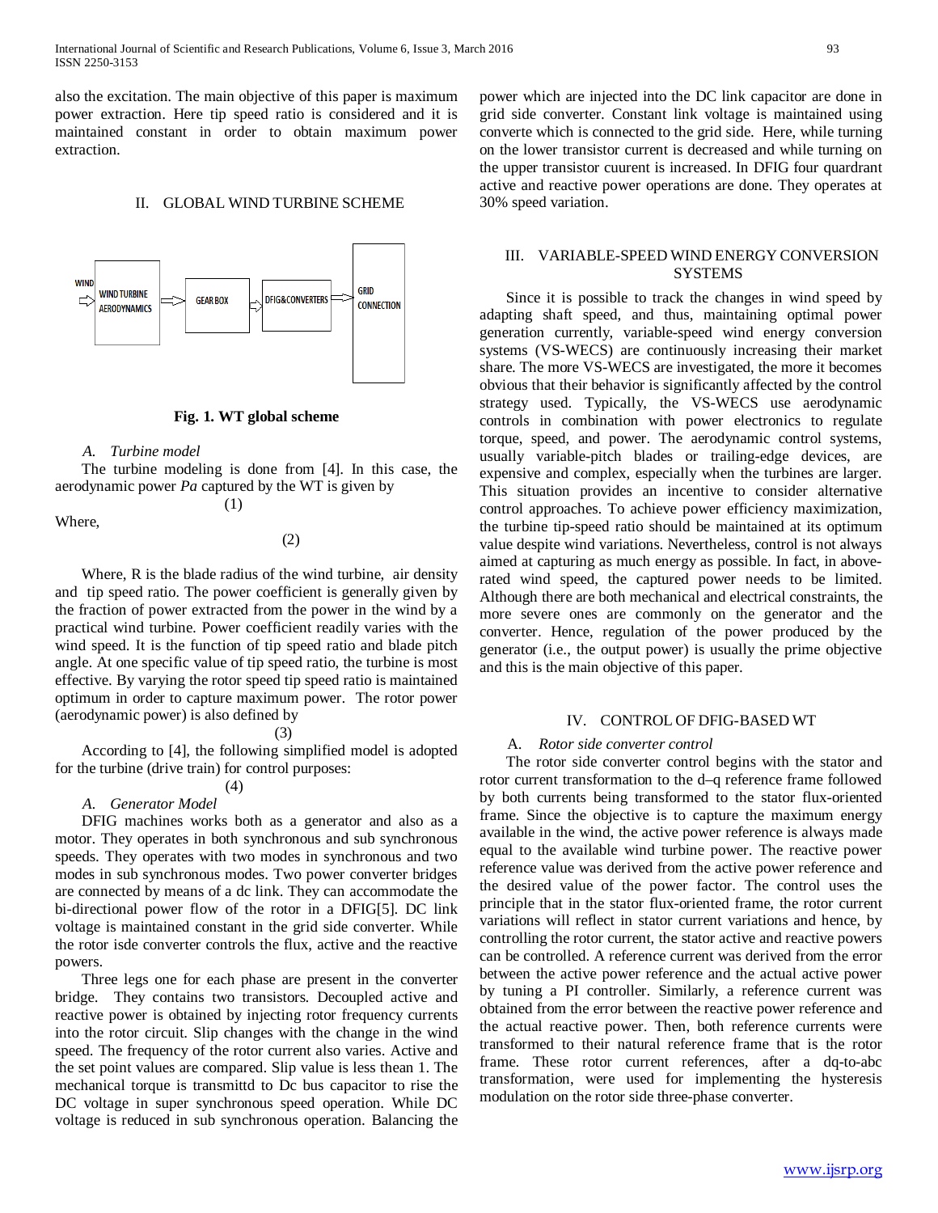also the excitation. The main objective of this paper is maximum power extraction. Here tip speed ratio is considered and it is maintained constant in order to obtain maximum power extraction.

## II. GLOBAL WIND TURBINE SCHEME

**Fig. 1. WT global scheme**

### *A. Turbine model*

The turbine modeling is done from [4]. In this case, the aerodynamic power *Pa* captured by the WT is given by

(1)

Where,

(2)

Where, R is the blade radius of the wind turbine, air density and tip speed ratio. The power coefficient is generally given by the fraction of power extracted from the power in the wind by a practical wind turbine. Power coefficient readily varies with the wind speed. It is the function of tip speed ratio and blade pitch angle. At one specific value of tip speed ratio, the turbine is most effective. By varying the rotor speed tip speed ratio is maintained optimum in order to capture maximum power. The rotor power (aerodynamic power) is also defined by

(3)

According to [4], the following simplified model is adopted for the turbine (drive train) for control purposes:

(4)

### *A. Generator Model*

DFIG machines works both as a generator and also as a motor. They operates in both synchronous and sub synchronous speeds. They operates with two modes in synchronous and two modes in sub synchronous modes. Two power converter bridges are connected by means of a dc link. They can accommodate the bi-directional power flow of the rotor in a DFIG[5]. DC link voltage is maintained constant in the grid side converter. While the rotor isde converter controls the flux, active and the reactive powers.

Three legs one for each phase are present in the converter bridge. They contains two transistors. Decoupled active and reactive power is obtained by injecting rotor frequency currents into the rotor circuit. Slip changes with the change in the wind speed. The frequency of the rotor current also varies. Active and the set point values are compared. Slip value is less thean 1. The mechanical torque is transmittd to Dc bus capacitor to rise the DC voltage in super synchronous speed operation. While DC voltage is reduced in sub synchronous operation. Balancing the power which are injected into the DC link capacitor are done in grid side converter. Constant link voltage is maintained using converte which is connected to the grid side. Here, while turning on the lower transistor current is decreased and while turning on the upper transistor cuurent is increased. In DFIG four quardrant active and reactive power operations are done. They operates at 30% speed variation.

## III. VARIABLE-SPEED WIND ENERGY CONVERSION SYSTEMS

Since it is possible to track the changes in wind speed by adapting shaft speed, and thus, maintaining optimal power generation currently, variable-speed wind energy conversion systems (VS-WECS) are continuously increasing their market share. The more VS-WECS are investigated, the more it becomes obvious that their behavior is significantly affected by the control strategy used. Typically, the VS-WECS use aerodynamic controls in combination with power electronics to regulate torque, speed, and power. The aerodynamic control systems, usually variable-pitch blades or trailing-edge devices, are expensive and complex, especially when the turbines are larger. This situation provides an incentive to consider alternative control approaches. To achieve power efficiency maximization, the turbine tip-speed ratio should be maintained at its optimum value despite wind variations. Nevertheless, control is not always aimed at capturing as much energy as possible. In fact, in above-rated wind speed, the captured power needs to be limited. Although there are both mechanical and electrical constraints, the more severe ones are commonly on the generator and the converter. Hence, regulation of the power produced by the generator (i.e., the output power) is usually the prime objective and this is the main objective of this paper.

## IV. CONTROL OF DFIG-BASED WT

### *A. Rotor side converter control*

The rotor side converter control begins with the stator and rotor current transformation to the d–q reference frame followed by both currents being transformed to the stator flux-oriented frame. Since the objective is to capture the maximum energy available in the wind, the active power reference is always made equal to the available wind turbine power. The reactive power reference value was derived from the active power reference and the desired value of the power factor. The control uses the principle that in the stator flux-oriented frame, the rotor current variations will reflect in stator current variations and hence, by controlling the rotor current, the stator active and reactive powers can be controlled. A reference current was derived from the error between the active power reference and the actual active power by tuning a PI controller. Similarly, a reference current was obtained from the error between the reactive power reference and the actual reactive power. Then, both reference currents were transformed to their natural reference frame that is the rotor frame. These rotor current references, after a dq-to-abc transformation, were used for implementing the hysteresis modulation on the rotor side three-phase converter.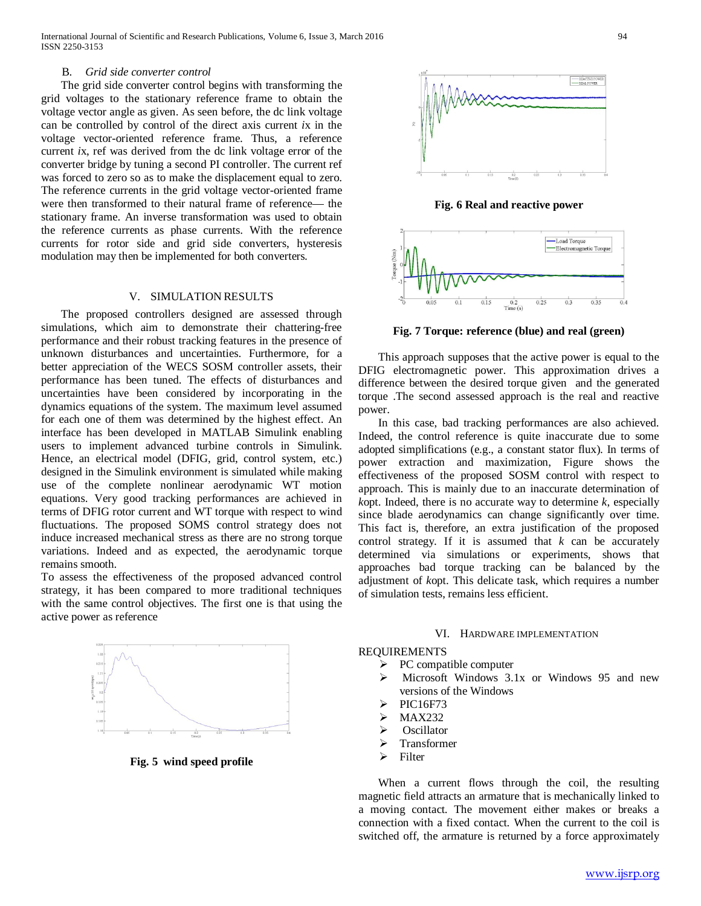### B. *Grid side converter control*

The grid side converter control begins with transforming the grid voltages to the stationary reference frame to obtain the voltage vector angle as given. As seen before, the dc link voltage can be controlled by control of the direct axis current *i*x in the voltage vector-oriented reference frame. Thus, a reference current *i*x, ref was derived from the dc link voltage error of the converter bridge by tuning a second PI controller. The current ref was forced to zero so as to make the displacement equal to zero. The reference currents in the grid voltage vector-oriented frame were then transformed to their natural frame of reference— the stationary frame. An inverse transformation was used to obtain the reference currents as phase currents. With the reference currents for rotor side and grid side converters, hysteresis modulation may then be implemented for both converters.

## V. SIMULATION RESULTS

The proposed controllers designed are assessed through simulations, which aim to demonstrate their chattering-free performance and their robust tracking features in the presence of unknown disturbances and uncertainties. Furthermore, for a better appreciation of the WECS SOSM controller assets, their performance has been tuned. The effects of disturbances and uncertainties have been considered by incorporating in the dynamics equations of the system. The maximum level assumed for each one of them was determined by the highest effect. An interface has been developed in MATLAB Simulink enabling users to implement advanced turbine controls in Simulink. Hence, an electrical model (DFIG, grid, control system, etc.) designed in the Simulink environment is simulated while making use of the complete nonlinear aerodynamic WT motion equations. Very good tracking performances are achieved in terms of DFIG rotor current and WT torque with respect to wind fluctuations. The proposed SOMS control strategy does not induce increased mechanical stress as there are no strong torque variations. Indeed and as expected, the aerodynamic torque remains smooth.

To assess the effectiveness of the proposed advanced control strategy, it has been compared to more traditional techniques with the same control objectives. The first one is that using the active power as reference

**Fig. 5 wind speed profile**

**Fig. 6 Real and reactive power**

**Fig. 7 Torque: reference (blue) and real (green)**

This approach supposes that the active power is equal to the DFIG electromagnetic power. This approximation drives a difference between the desired torque given and the generated torque .The second assessed approach is the real and reactive power.

In this case, bad tracking performances are also achieved. Indeed, the control reference is quite inaccurate due to some adopted simplifications (e.g., a constant stator flux). In terms of power extraction and maximization, Figure shows the effectiveness of the proposed SOSM control with respect to approach. This is mainly due to an inaccurate determination of *k*opt. Indeed, there is no accurate way to determine *k*, especially since blade aerodynamics can change significantly over time. This fact is, therefore, an extra justification of the proposed control strategy. If it is assumed that *k* can be accurately determined via simulations or experiments, shows that approaches bad torque tracking can be balanced by the adjustment of *k*opt. This delicate task, which requires a number of simulation tests, remains less efficient.

## VI. HARDWARE IMPLEMENTATION

REQUIREMENTS

- PC compatible computer
- Microsoft Windows 3.1x or Windows 95 and new versions of the Windows
- PIC16F73
- MAX232
- Oscillator
- Transformer
- Filter

When a current flows through the coil, the resulting magnetic field attracts an armature that is mechanically linked to a moving contact. The movement either makes or breaks a connection with a fixed contact. When the current to the coil is switched off, the armature is returned by a force approximately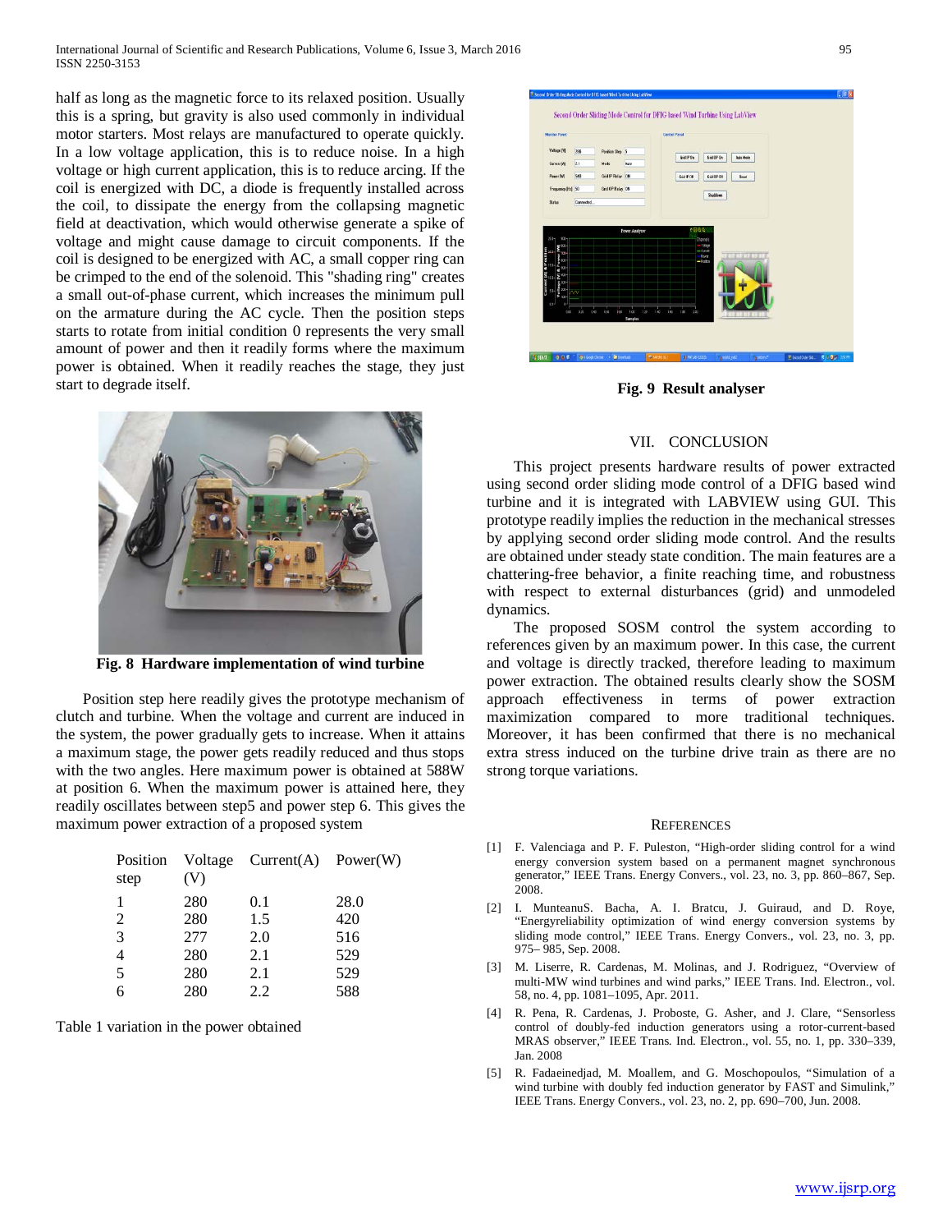half as long as the magnetic force to its relaxed position. Usually this is a spring, but gravity is also used commonly in individual motor starters. Most relays are manufactured to operate quickly. In a low voltage application, this is to reduce noise. In a high voltage or high current application, this is to reduce arcing. If the coil is energized with DC, a diode is frequently installed across the coil, to dissipate the energy from the collapsing magnetic field at deactivation, which would otherwise generate a spike of voltage and might cause damage to circuit components. If the coil is designed to be energized with AC, a small copper ring can be crimped to the end of the solenoid. This "shading ring" creates a small out-of-phase current, which increases the minimum pull on the armature during the AC cycle. Then the position steps starts to rotate from initial condition 0 represents the very small amount of power and then it readily forms where the maximum power is obtained. When it readily reaches the stage, they just start to degrade itself.

**Fig. 8 Hardware implementation of wind turbine**

Position step here readily gives the prototype mechanism of clutch and turbine. When the voltage and current are induced in the system, the power gradually gets to increase. When it attains a maximum stage, the power gets readily reduced and thus stops with the two angles. Here maximum power is obtained at 588W at position 6. When the maximum power is attained here, they readily oscillates between step5 and power step 6. This gives the maximum power extraction of a proposed system

| Position step | Voltage (V) | Current(A) | Power(W) |
|---|---|---|---|
| 1 | 280 | 0.1 | 28.0 |
| 2 | 280 | 1.5 | 420 |
| 3 | 277 | 2.0 | 516 |
| 4 | 280 | 2.1 | 529 |
| 5 | 280 | 2.1 | 529 |
| 6 | 280 | 2.2 | 588 |

Table 1 variation in the power obtained

**Fig. 9 Result analyser**

## VII. CONCLUSION

This project presents hardware results of power extracted using second order sliding mode control of a DFIG based wind turbine and it is integrated with LABVIEW using GUI. This prototype readily implies the reduction in the mechanical stresses by applying second order sliding mode control. And the results are obtained under steady state condition. The main features are a chattering-free behavior, a finite reaching time, and robustness with respect to external disturbances (grid) and unmodeled dynamics.

The proposed SOSM control the system according to references given by an maximum power. In this case, the current and voltage is directly tracked, therefore leading to maximum power extraction. The obtained results clearly show the SOSM approach effectiveness in terms of power extraction maximization compared to more traditional techniques. Moreover, it has been confirmed that there is no mechanical extra stress induced on the turbine drive train as there are no strong torque variations.

## REFERENCES

[1] F. Valenciaga and P. F. Puleston, "High-order sliding control for a wind energy conversion system based on a permanent magnet synchronous generator," IEEE Trans. Energy Convers., vol. 23, no. 3, pp. 860–867, Sep. 2008.

[2] I. MunteanuS. Bacha, A. I. Bratcu, J. Guiraud, and D. Roye, "Energyreliability optimization of wind energy conversion systems by sliding mode control," IEEE Trans. Energy Convers., vol. 23, no. 3, pp. 975– 985, Sep. 2008.

[3] M. Liserre, R. Cardenas, M. Molinas, and J. Rodriguez, "Overview of multi-MW wind turbines and wind parks," IEEE Trans. Ind. Electron., vol. 58, no. 4, pp. 1081–1095, Apr. 2011.

[4] R. Pena, R. Cardenas, J. Proboste, G. Asher, and J. Clare, "Sensorless control of doubly-fed induction generators using a rotor-current-based MRAS observer," IEEE Trans. Ind. Electron., vol. 55, no. 1, pp. 330–339, Jan. 2008

[5] R. Fadaeinedjad, M. Moallem, and G. Moschopoulos, "Simulation of a wind turbine with doubly fed induction generator by FAST and Simulink," IEEE Trans. Energy Convers., vol. 23, no. 2, pp. 690–700, Jun. 2008.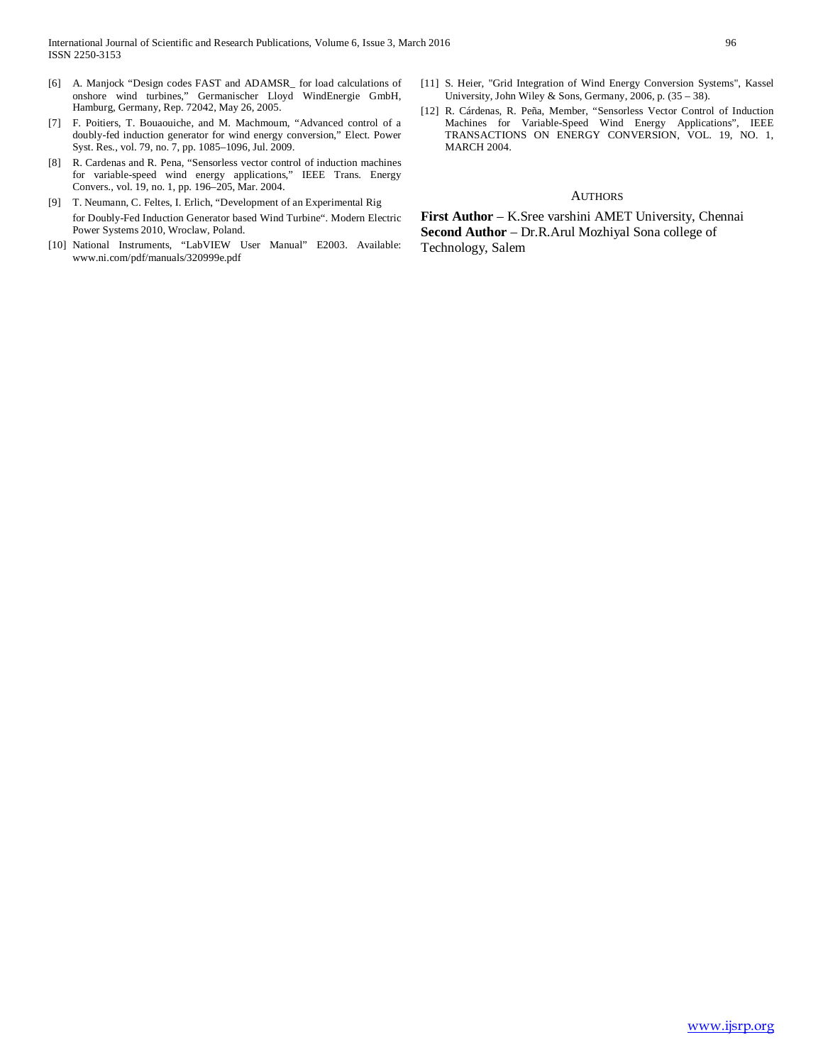[6] A. Manjock "Design codes FAST and ADAMSR_ for load calculations of onshore wind turbines," Germanischer Lloyd WindEnergie GmbH, Hamburg, Germany, Rep. 72042, May 26, 2005.

[7] F. Poitiers, T. Bouaouiche, and M. Machmoum, "Advanced control of a doubly-fed induction generator for wind energy conversion," Elect. Power Syst. Res., vol. 79, no. 7, pp. 1085–1096, Jul. 2009.

[8] R. Cardenas and R. Pena, "Sensorless vector control of induction machines for variable-speed wind energy applications," IEEE Trans. Energy Convers., vol. 19, no. 1, pp. 196–205, Mar. 2004.

[9] T. Neumann, C. Feltes, I. Erlich, "Development of an Experimental Rig for Doubly-Fed Induction Generator based Wind Turbine". Modern Electric Power Systems 2010, Wroclaw, Poland.

[10] National Instruments, "LabVIEW User Manual" E2003. Available: www.ni.com/pdf/manuals/320999e.pdf

[11] S. Heier, "Grid Integration of Wind Energy Conversion Systems", Kassel University, John Wiley & Sons, Germany, 2006, p. (35 – 38).

[12] R. Cárdenas, R. Peña, Member, "Sensorless Vector Control of Induction Machines for Variable-Speed Wind Energy Applications", IEEE TRANSACTIONS ON ENERGY CONVERSION, VOL. 19, NO. 1, MARCH 2004.

## Authors

**First Author** – K.Sree varshini AMET University, Chennai

**Second Author** – Dr.R.Arul Mozhiyal Sona college of Technology, Salem